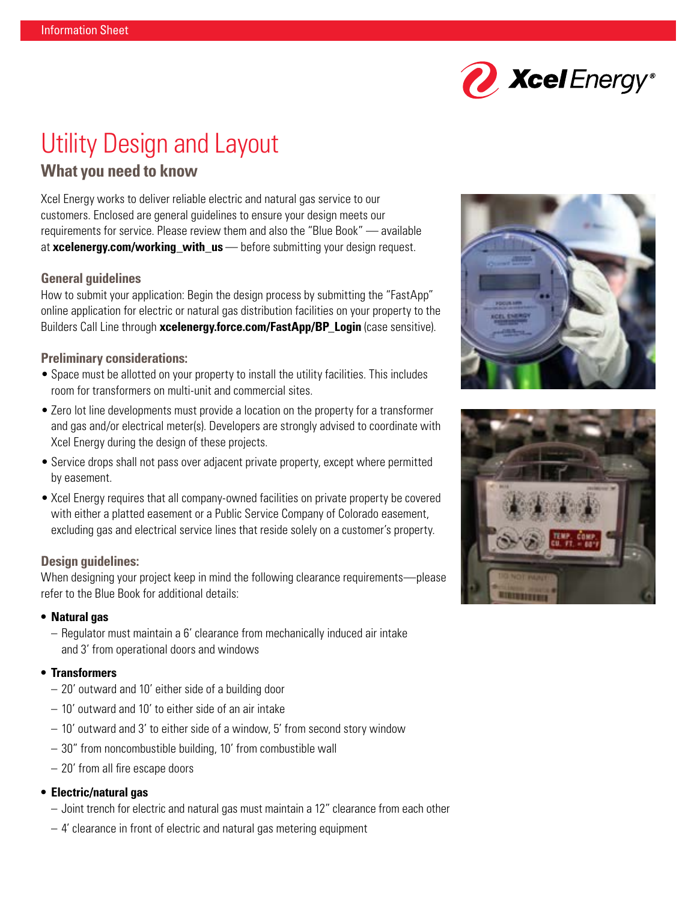Information Sheet

# Utility Design and Layout

## What you need to know

Xcel Energy works to deliver reliable electric and natural gas service to our customers. Enclosed are general guidelines to ensure your design meets our requirements for service. Please review them and also the "Blue Book" — available at **xcelenergy.com/working_with_us** — before submitting your design request.

### General guidelines

How to submit your application: Begin the design process by submitting the "FastApp" online application for electric or natural gas distribution facilities on your property to the Builders Call Line through **xcelenergy.force.com/FastApp/BP_Login** (case sensitive).

### Preliminary considerations:

- Space must be allotted on your property to install the utility facilities. This includes room for transformers on multi-unit and commercial sites.
- Zero lot line developments must provide a location on the property for a transformer and gas and/or electrical meter(s). Developers are strongly advised to coordinate with Xcel Energy during the design of these projects.
- Service drops shall not pass over adjacent private property, except where permitted by easement.
- Xcel Energy requires that all company-owned facilities on private property be covered with either a platted easement or a Public Service Company of Colorado easement, excluding gas and electrical service lines that reside solely on a customer's property.

### Design guidelines:

When designing your project keep in mind the following clearance requirements—please refer to the Blue Book for additional details:

- **Natural gas**
  - Regulator must maintain a 6' clearance from mechanically induced air intake and 3' from operational doors and windows
- **Transformers**
  - 20' outward and 10' either side of a building door
  - 10' outward and 10' to either side of an air intake
  - 10' outward and 3' to either side of a window, 5' from second story window
  - 30" from noncombustible building, 10' from combustible wall
  - 20' from all fire escape doors
- **Electric/natural gas**
  - Joint trench for electric and natural gas must maintain a 12" clearance from each other
  - 4' clearance in front of electric and natural gas metering equipment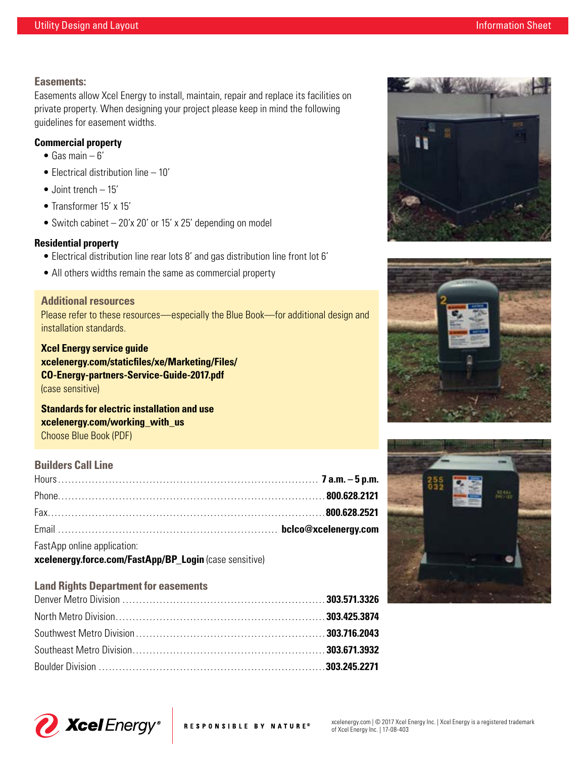## Easements:

Easements allow Xcel Energy to install, maintain, repair and replace its facilities on private property. When designing your project please keep in mind the following guidelines for easement widths.

### Commercial property

- Gas main – 6′
- Electrical distribution line – 10′
- Joint trench – 15′
- Transformer 15′ x 15′
- Switch cabinet – 20′x 20′ or 15′ x 25′ depending on model

### Residential property

- Electrical distribution line rear lots 8′ and gas distribution line front lot 6′
- All others widths remain the same as commercial property

### Additional resources

Please refer to these resources—especially the Blue Book—for additional design and installation standards.

**Xcel Energy service guide**
**xcelenergy.com/staticfiles/xe/Marketing/Files/CO-Energy-partners-Service-Guide-2017.pdf**
(case sensitive)

**Standards for electric installation and use**
**xcelenergy.com/working_with_us**
Choose Blue Book (PDF)

## Builders Call Line

Hours ........ **7 a.m. – 5 p.m.**

Phone ........ **800.628.2121**

Fax ........ **800.628.2521**

Email ........ **bclco@xcelenergy.com**

FastApp online application:
**xcelenergy.force.com/FastApp/BP_Login** (case sensitive)

## Land Rights Department for easements

Denver Metro Division ........ **303.571.3326**

North Metro Division ........ **303.425.3874**

Southwest Metro Division ........ **303.716.2043**

Southeast Metro Division ........ **303.671.3932**

Boulder Division ........ **303.245.2271**

Xcel Energy® RESPONSIBLE BY NATURE®

xcelenergy.com | © 2017 Xcel Energy Inc. | Xcel Energy is a registered trademark of Xcel Energy Inc. | 17-08-403